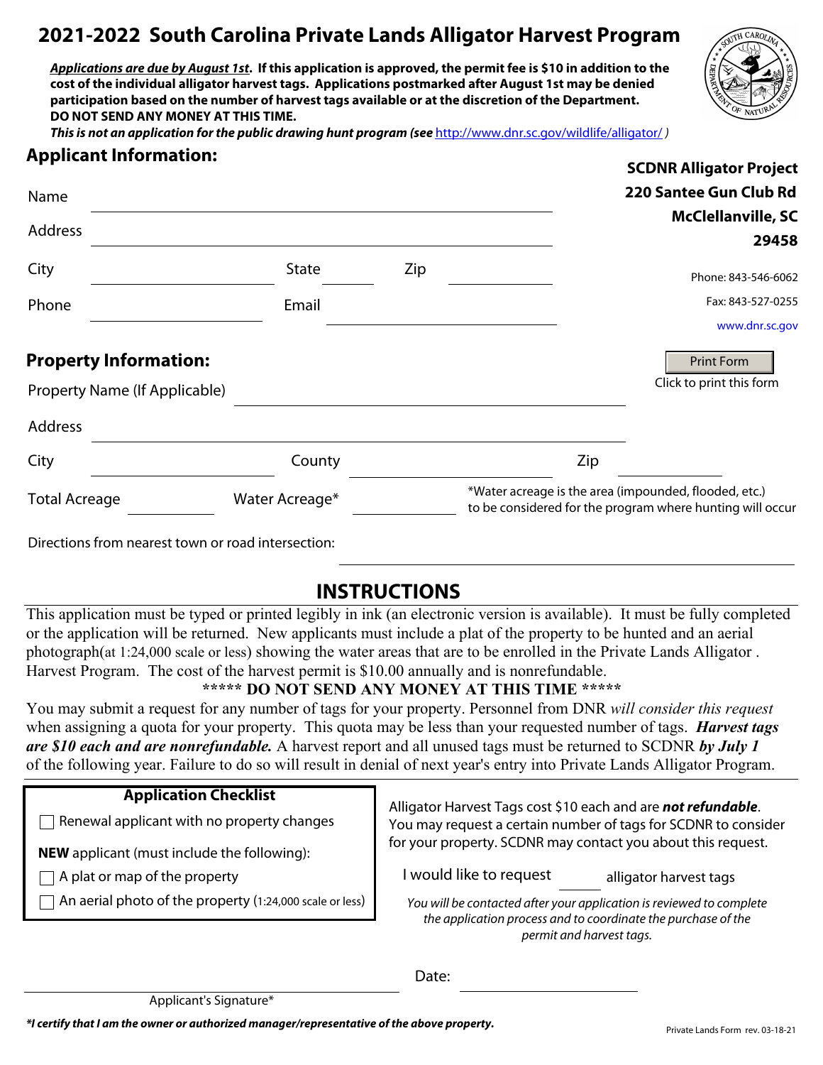# 2021-2022 South Carolina Private Lands Alligator Harvest Program

***Applications are due by August 1st*. If this application is approved, the permit fee is $10 in addition to the cost of the individual alligator harvest tags. Applications postmarked after August 1st may be denied participation based on the number of harvest tags available or at the discretion of the Department. DO NOT SEND ANY MONEY AT THIS TIME.**

***This is not an application for the public drawing hunt program (see* http://www.dnr.sc.gov/wildlife/alligator/ *)***

**SCDNR Alligator Project**
**220 Santee Gun Club Rd**
**McClellanville, SC 29458**

Phone: 843-546-6062
Fax: 843-527-0255
www.dnr.sc.gov

## Applicant Information:

Name ______________________________

Address ______________________________

City ______________ State ________ Zip ______________

Phone ______________ Email ______________________

## Property Information:

Print Form
Click to print this form

Property Name (If Applicable) ______________________________

Address ______________________________

City ______________ County ______________ Zip ______________

Total Acreage ________ Water Acreage* ________

*Water acreage is the area (impounded, flooded, etc.) to be considered for the program where hunting will occur

Directions from nearest town or road intersection: ______________________________

## INSTRUCTIONS

This application must be typed or printed legibly in ink (an electronic version is available). It must be fully completed or the application will be returned. New applicants must include a plat of the property to be hunted and an aerial photograph(at 1:24,000 scale or less) showing the water areas that are to be enrolled in the Private Lands Alligator . Harvest Program. The cost of the harvest permit is $10.00 annually and is nonrefundable.

**\*\*\*\*\* DO NOT SEND ANY MONEY AT THIS TIME \*\*\*\*\***

You may submit a request for any number of tags for your property. Personnel from DNR *will consider this request* when assigning a quota for your property. This quota may be less than your requested number of tags. ***Harvest tags are $10 each and are nonrefundable.*** A harvest report and all unused tags must be returned to SCDNR ***by July 1*** of the following year. Failure to do so will result in denial of next year's entry into Private Lands Alligator Program.

**Application Checklist**

- ☐ Renewal applicant with no property changes

**NEW** applicant (must include the following):

- ☐ A plat or map of the property
- ☐ An aerial photo of the property (1:24,000 scale or less)

Alligator Harvest Tags cost $10 each and are ***not refundable***. You may request a certain number of tags for SCDNR to consider for your property. SCDNR may contact you about this request.

I would like to request ________ alligator harvest tags

*You will be contacted after your application is reviewed to complete the application process and to coordinate the purchase of the permit and harvest tags.*

______________________________ Date: ______________

Applicant's Signature*

***I certify that I am the owner or authorized manager/representative of the above property.***

Private Lands Form rev. 03-18-21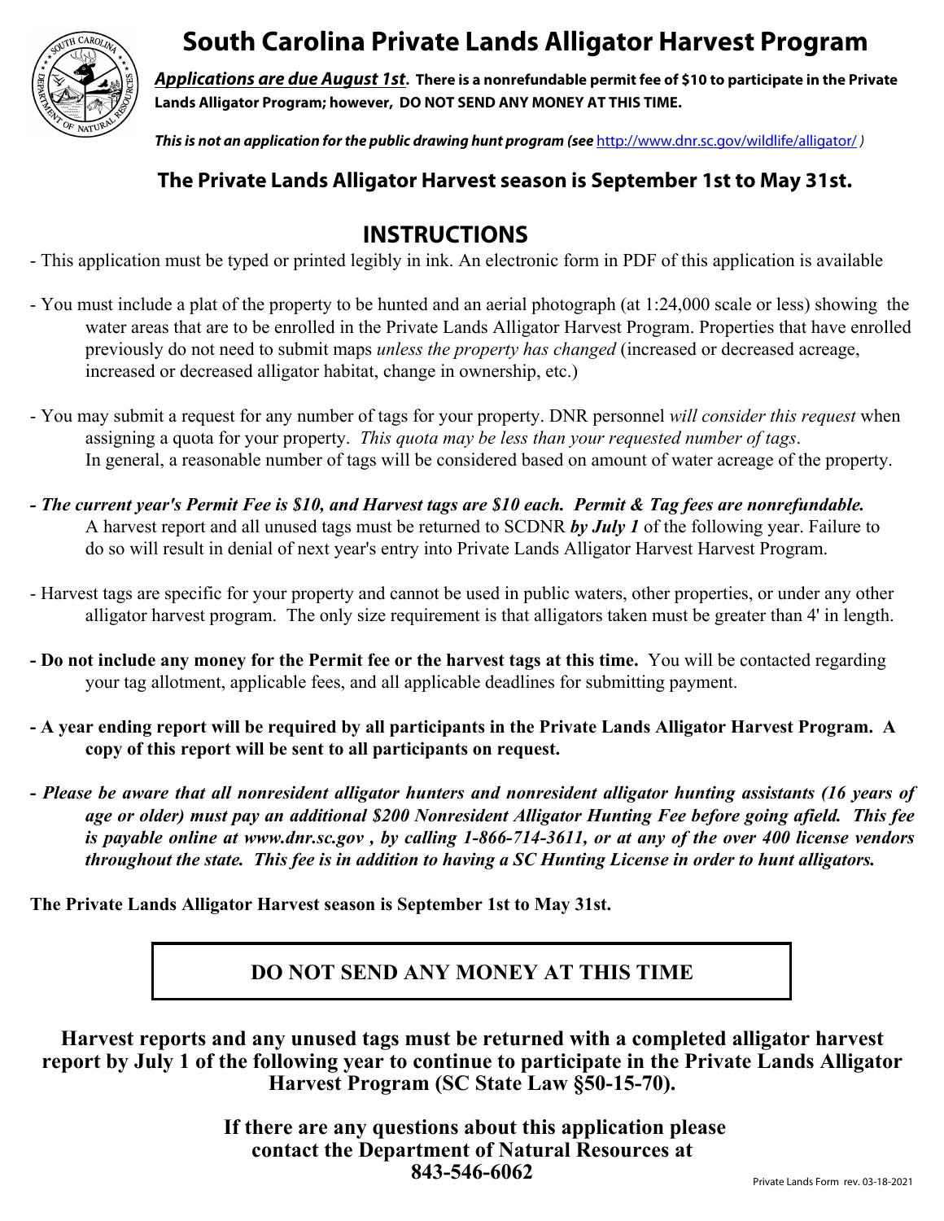# South Carolina Private Lands Alligator Harvest Program

***Applications are due August 1st*. There is a nonrefundable permit fee of $10 to participate in the Private Lands Alligator Program; however, DO NOT SEND ANY MONEY AT THIS TIME.**

***This is not an application for the public drawing hunt program (see* http://www.dnr.sc.gov/wildlife/alligator/ *)***

**The Private Lands Alligator Harvest season is September 1st to May 31st.**

## INSTRUCTIONS

- This application must be typed or printed legibly in ink. An electronic form in PDF of this application is available

- You must include a plat of the property to be hunted and an aerial photograph (at 1:24,000 scale or less) showing the water areas that are to be enrolled in the Private Lands Alligator Harvest Program. Properties that have enrolled previously do not need to submit maps *unless the property has changed* (increased or decreased acreage, increased or decreased alligator habitat, change in ownership, etc.)

- You may submit a request for any number of tags for your property. DNR personnel *will consider this request* when assigning a quota for your property. *This quota may be less than your requested number of tags*. In general, a reasonable number of tags will be considered based on amount of water acreage of the property.

- ***The current year's Permit Fee is $10, and Harvest tags are $10 each. Permit & Tag fees are nonrefundable.*** A harvest report and all unused tags must be returned to SCDNR ***by July 1*** of the following year. Failure to do so will result in denial of next year's entry into Private Lands Alligator Harvest Harvest Program.

- Harvest tags are specific for your property and cannot be used in public waters, other properties, or under any other alligator harvest program. The only size requirement is that alligators taken must be greater than 4' in length.

- **Do not include any money for the Permit fee or the harvest tags at this time.** You will be contacted regarding your tag allotment, applicable fees, and all applicable deadlines for submitting payment.

- **A year ending report will be required by all participants in the Private Lands Alligator Harvest Program. A copy of this report will be sent to all participants on request.**

- ***Please be aware that all nonresident alligator hunters and nonresident alligator hunting assistants (16 years of age or older) must pay an additional $200 Nonresident Alligator Hunting Fee before going afield. This fee is payable online at www.dnr.sc.gov , by calling 1-866-714-3611, or at any of the over 400 license vendors throughout the state. This fee is in addition to having a SC Hunting License in order to hunt alligators.***

**The Private Lands Alligator Harvest season is September 1st to May 31st.**

**DO NOT SEND ANY MONEY AT THIS TIME**

**Harvest reports and any unused tags must be returned with a completed alligator harvest report by July 1 of the following year to continue to participate in the Private Lands Alligator Harvest Program (SC State Law §50-15-70).**

**If there are any questions about this application please contact the Department of Natural Resources at 843-546-6062**

Private Lands Form rev. 03-18-2021